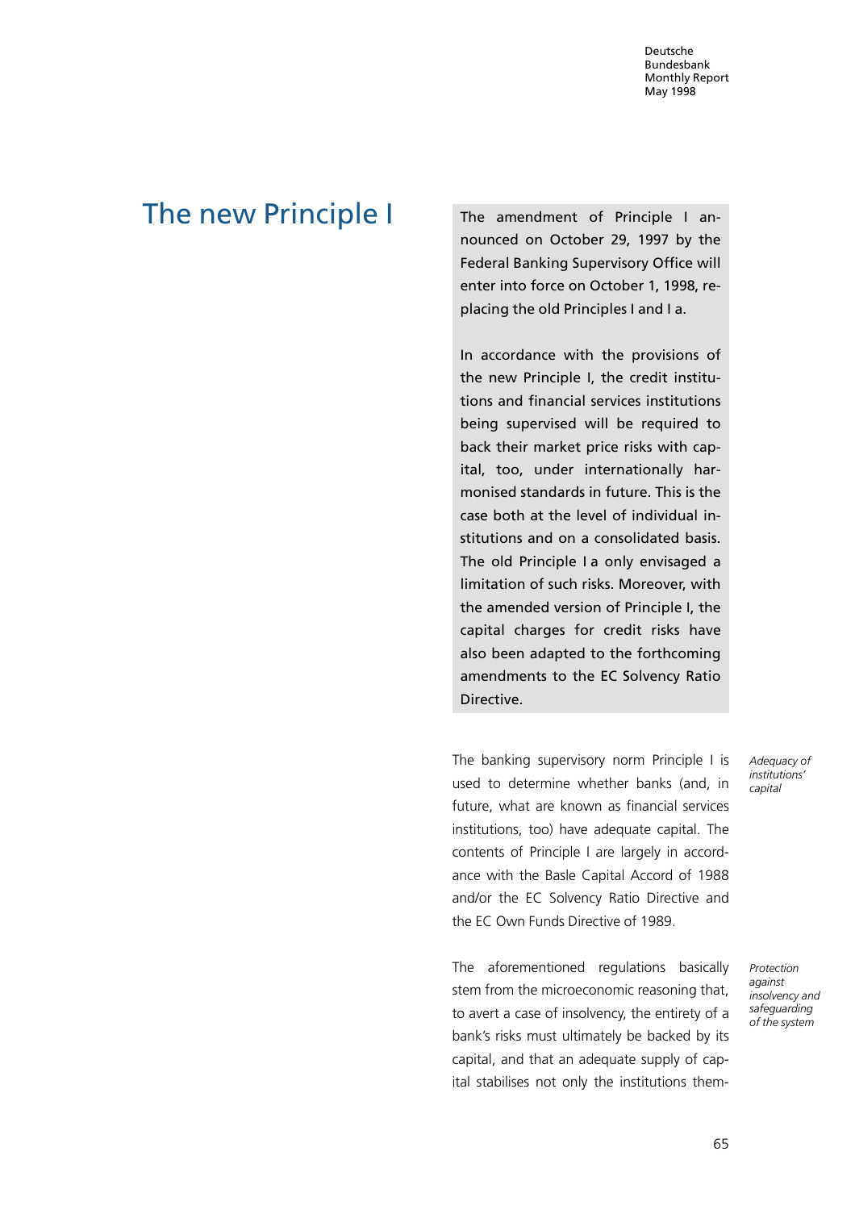# The new Principle I

The amendment of Principle I announced on October 29, 1997 by the Federal Banking Supervisory Office will enter into force on October 1, 1998, replacing the old Principles I and I a.

In accordance with the provisions of the new Principle I, the credit institutions and financial services institutions being supervised will be required to back their market price risks with capital, too, under internationally harmonised standards in future. This is the case both at the level of individual institutions and on a consolidated basis. The old Principle I a only envisaged a limitation of such risks. Moreover, with the amended version of Principle I, the capital charges for credit risks have also been adapted to the forthcoming amendments to the EC Solvency Ratio Directive.

*Adequacy of institutions' capital*

The banking supervisory norm Principle I is used to determine whether banks (and, in future, what are known as financial services institutions, too) have adequate capital. The contents of Principle I are largely in accordance with the Basle Capital Accord of 1988 and/or the EC Solvency Ratio Directive and the EC Own Funds Directive of 1989.

*Protection against insolvency and safeguarding of the system*

The aforementioned regulations basically stem from the microeconomic reasoning that, to avert a case of insolvency, the entirety of a bank's risks must ultimately be backed by its capital, and that an adequate supply of capital stabilises not only the institutions them-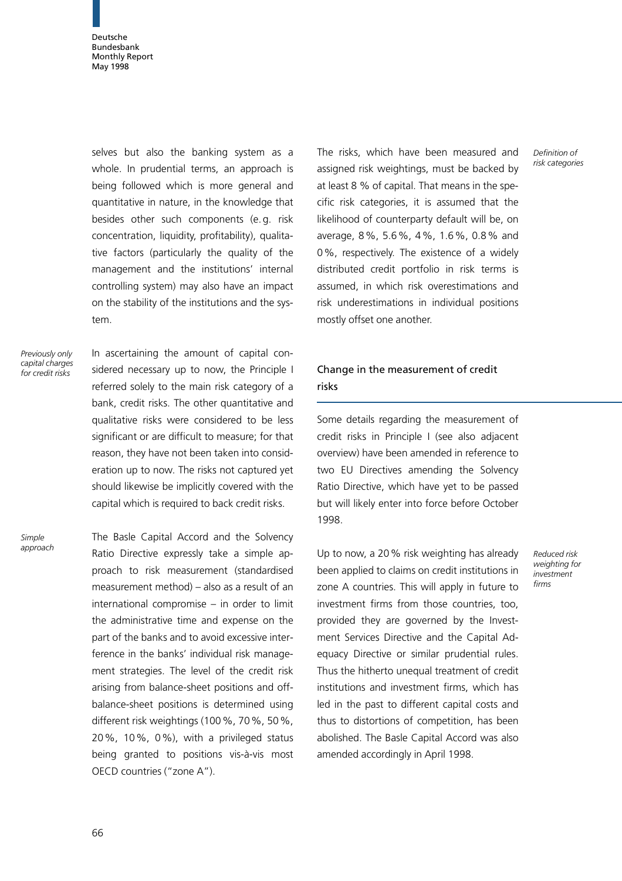selves but also the banking system as a whole. In prudential terms, an approach is being followed which is more general and quantitative in nature, in the knowledge that besides other such components (e.g. risk concentration, liquidity, profitability), qualitative factors (particularly the quality of the management and the institutions' internal controlling system) may also have an impact on the stability of the institutions and the system.

*Previously only capital charges for credit risks*

In ascertaining the amount of capital considered necessary up to now, the Principle I referred solely to the main risk category of a bank, credit risks. The other quantitative and qualitative risks were considered to be less significant or are difficult to measure; for that reason, they have not been taken into consideration up to now. The risks not captured yet should likewise be implicitly covered with the capital which is required to back credit risks.

*Simple approach*

The Basle Capital Accord and the Solvency Ratio Directive expressly take a simple approach to risk measurement (standardised measurement method) – also as a result of an international compromise – in order to limit the administrative time and expense on the part of the banks and to avoid excessive interference in the banks' individual risk management strategies. The level of the credit risk arising from balance-sheet positions and off-balance-sheet positions is determined using different risk weightings (100 %, 70 %, 50 %, 20 %, 10 %, 0 %), with a privileged status being granted to positions vis-à-vis most OECD countries ("zone A").

*Definition of risk categories*

The risks, which have been measured and assigned risk weightings, must be backed by at least 8 % of capital. That means in the specific risk categories, it is assumed that the likelihood of counterparty default will be, on average, 8 %, 5.6 %, 4 %, 1.6 %, 0.8 % and 0 %, respectively. The existence of a widely distributed credit portfolio in risk terms is assumed, in which risk overestimations and risk underestimations in individual positions mostly offset one another.

## Change in the measurement of credit risks

Some details regarding the measurement of credit risks in Principle I (see also adjacent overview) have been amended in reference to two EU Directives amending the Solvency Ratio Directive, which have yet to be passed but will likely enter into force before October 1998.

*Reduced risk weighting for investment firms*

Up to now, a 20 % risk weighting has already been applied to claims on credit institutions in zone A countries. This will apply in future to investment firms from those countries, too, provided they are governed by the Investment Services Directive and the Capital Adequacy Directive or similar prudential rules. Thus the hitherto unequal treatment of credit institutions and investment firms, which has led in the past to different capital costs and thus to distortions of competition, has been abolished. The Basle Capital Accord was also amended accordingly in April 1998.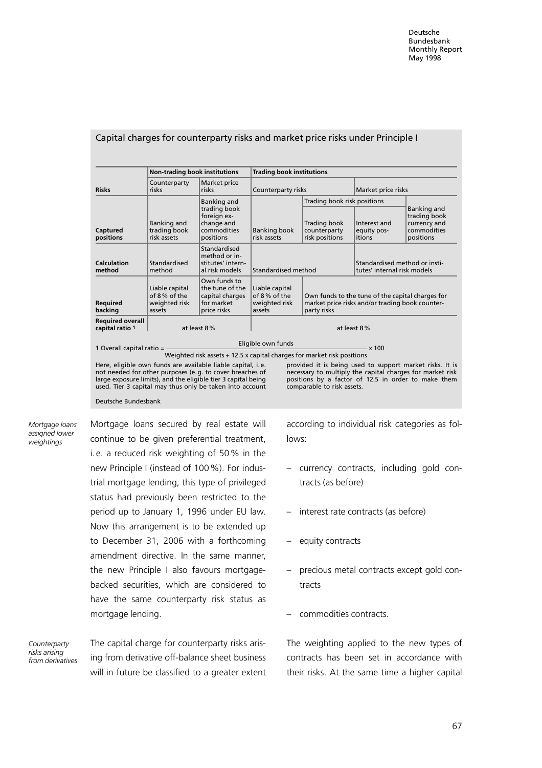### Capital charges for counterparty risks and market price risks under Principle I

| Risks | Non-trading book institutions | | Trading book institutions | | | |
|---|---|---|---|---|---|---|
| | Counterparty risks | Market price risks | Counterparty risks | | Market price risks | |
| Captured positions | Banking and trading book risk assets | Banking and trading book foreign exchange and commodities positions | Banking book risk assets | Trading book risk positions: Trading book counterparty risk positions | Trading book risk positions: Interest and equity positions | Banking and trading book currency and commodities positions |
| Calculation method | Standardised method | Standardised method or institutes' internal risk models | Standardised method | | Standardised method or institutes' internal risk models | |
| Required backing | Liable capital of 8 % of the weighted risk assets | Own funds to the tune of the capital charges for market price risks | Liable capital of 8 % of the weighted risk assets | Own funds to the tune of the capital charges for market price risks and/or trading book counterparty risks | | |
| Required overall capital ratio [1] | at least 8 % | | at least 8 % | | | |

1 Overall capital ratio = $\frac{\text{Eligible own funds}}{\text{Weighted risk assets + 12.5 x capital charges for market risk positions}}$ x 100

Here, eligible own funds are available liable capital, i.e. not needed for other purposes (e.g. to cover breaches of large exposure limits), and the eligible tier 3 capital being used. Tier 3 capital may thus only be taken into account provided it is being used to support market risks. It is necessary to multiply the capital charges for market risk positions by a factor of 12.5 in order to make them comparable to risk assets.

Deutsche Bundesbank

*Mortgage loans assigned lower weightings*

Mortgage loans secured by real estate will continue to be given preferential treatment, i.e. a reduced risk weighting of 50 % in the new Principle I (instead of 100 %). For industrial mortgage lending, this type of privileged status had previously been restricted to the period up to January 1, 1996 under EU law. Now this arrangement is to be extended up to December 31, 2006 with a forthcoming amendment directive. In the same manner, the new Principle I also favours mortgage-backed securities, which are considered to have the same counterparty risk status as mortgage lending.

*Counterparty risks arising from derivatives*

The capital charge for counterparty risks arising from derivative off-balance sheet business will in future be classified to a greater extent according to individual risk categories as follows:

- currency contracts, including gold contracts (as before)
- interest rate contracts (as before)
- equity contracts
- precious metal contracts except gold contracts
- commodities contracts.

The weighting applied to the new types of contracts has been set in accordance with their risks. At the same time a higher capital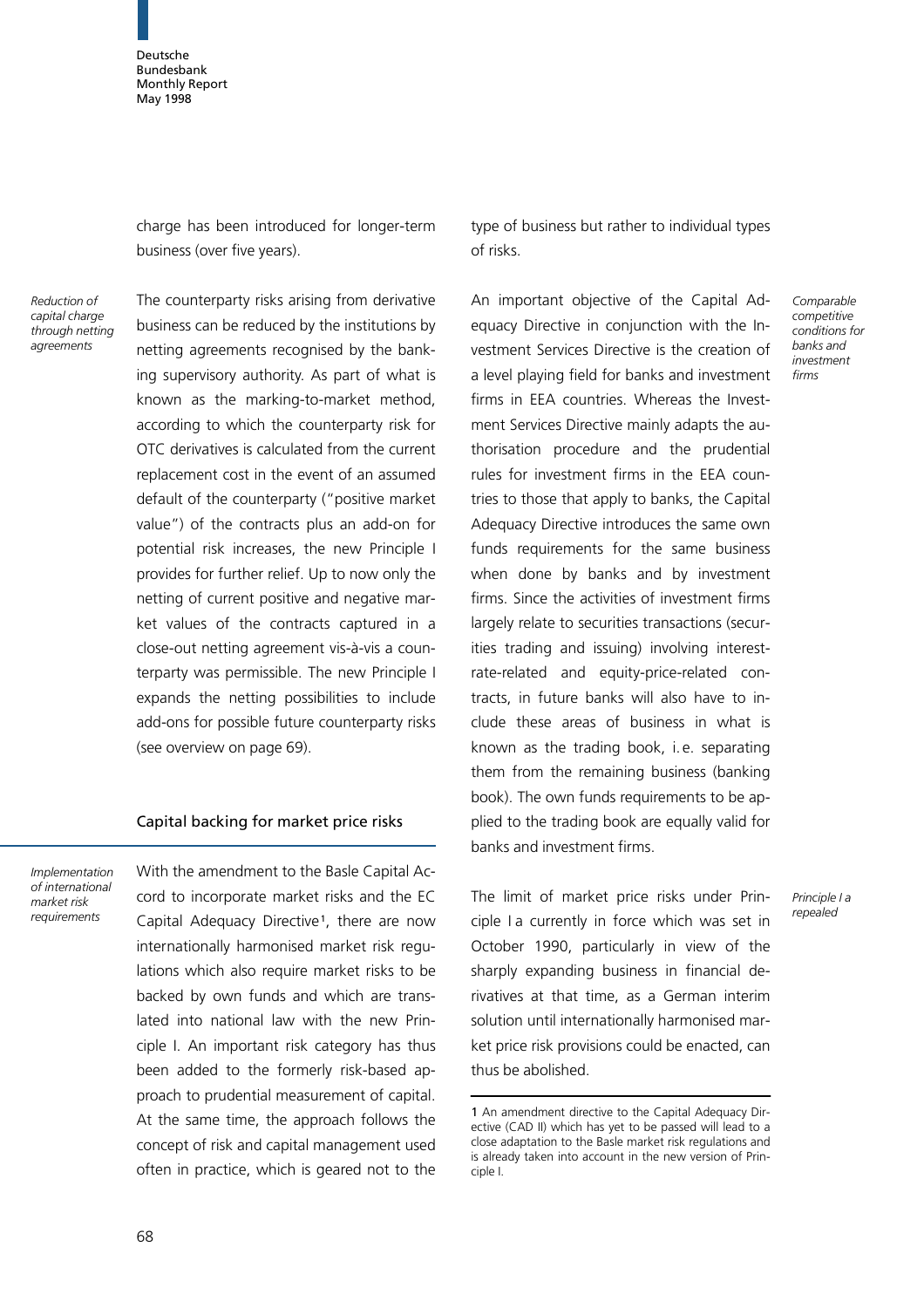charge has been introduced for longer-term business (over five years).

*Reduction of capital charge through netting agreements*

The counterparty risks arising from derivative business can be reduced by the institutions by netting agreements recognised by the banking supervisory authority. As part of what is known as the marking-to-market method, according to which the counterparty risk for OTC derivatives is calculated from the current replacement cost in the event of an assumed default of the counterparty ("positive market value") of the contracts plus an add-on for potential risk increases, the new Principle I provides for further relief. Up to now only the netting of current positive and negative market values of the contracts captured in a close-out netting agreement vis-à-vis a counterparty was permissible. The new Principle I expands the netting possibilities to include add-ons for possible future counterparty risks (see overview on page 69).

#### Capital backing for market price risks

*Implementation of international market risk requirements*

With the amendment to the Basle Capital Accord to incorporate market risks and the EC Capital Adequacy Directive[1], there are now internationally harmonised market risk regulations which also require market risks to be backed by own funds and which are translated into national law with the new Principle I. An important risk category has thus been added to the formerly risk-based approach to prudential measurement of capital. At the same time, the approach follows the concept of risk and capital management used often in practice, which is geared not to the type of business but rather to individual types of risks.

*Comparable competitive conditions for banks and investment firms*

An important objective of the Capital Adequacy Directive in conjunction with the Investment Services Directive is the creation of a level playing field for banks and investment firms in EEA countries. Whereas the Investment Services Directive mainly adapts the authorisation procedure and the prudential rules for investment firms in the EEA countries to those that apply to banks, the Capital Adequacy Directive introduces the same own funds requirements for the same business when done by banks and by investment firms. Since the activities of investment firms largely relate to securities transactions (securities trading and issuing) involving interest-rate-related and equity-price-related contracts, in future banks will also have to include these areas of business in what is known as the trading book, i. e. separating them from the remaining business (banking book). The own funds requirements to be applied to the trading book are equally valid for banks and investment firms.

*Principle I a repealed*

The limit of market price risks under Principle I a currently in force which was set in October 1990, particularly in view of the sharply expanding business in financial derivatives at that time, as a German interim solution until internationally harmonised market price risk provisions could be enacted, can thus be abolished.

1 An amendment directive to the Capital Adequacy Directive (CAD II) which has yet to be passed will lead to a close adaptation to the Basle market risk regulations and is already taken into account in the new version of Principle I.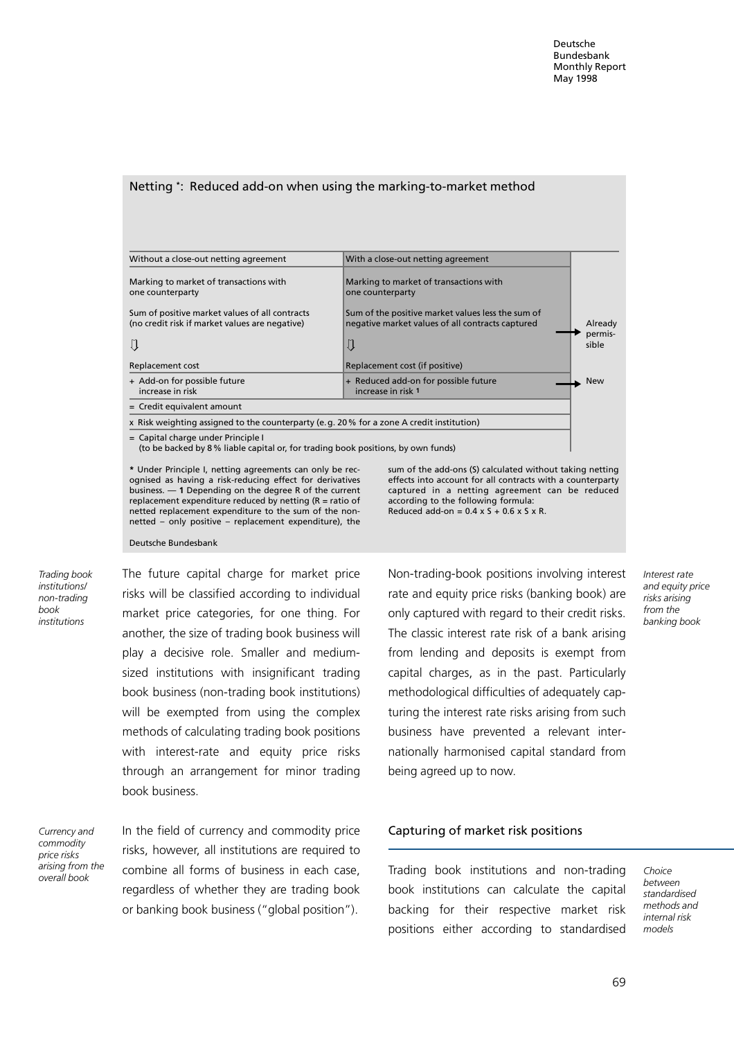## Netting *: Reduced add-on when using the marking-to-market method

| Without a close-out netting agreement | With a close-out netting agreement | |
|---|---|---|
| Marking to market of transactions with one counterparty | Marking to market of transactions with one counterparty | |
| Sum of positive market values of all contracts (no credit risk if market values are negative) ⇩ | Sum of the positive market values less the sum of negative market values of all contracts captured ⇩ | → Already permissible |
| Replacement cost | Replacement cost (if positive) | |
| + Add-on for possible future increase in risk | + Reduced add-on for possible future increase in risk 1 | → New |
| = Credit equivalent amount | | |
| x Risk weighting assigned to the counterparty (e.g. 20 % for a zone A credit institution) | | |
| = Capital charge under Principle I (to be backed by 8 % liable capital or, for trading book positions, by own funds) | | |

* Under Principle I, netting agreements can only be recognised as having a risk-reducing effect for derivatives business. — 1 Depending on the degree R of the current replacement expenditure reduced by netting (R = ratio of netted replacement expenditure to the sum of the non-netted – only positive – replacement expenditure), the sum of the add-ons (S) calculated without taking netting effects into account for all contracts with a counterparty captured in a netting agreement can be reduced according to the following formula:
Reduced add-on = 0.4 x S + 0.6 x S x R.

Deutsche Bundesbank

*Trading book institutions/ non-trading book institutions*

The future capital charge for market price risks will be classified according to individual market price categories, for one thing. For another, the size of trading book business will play a decisive role. Smaller and medium-sized institutions with insignificant trading book business (non-trading book institutions) will be exempted from using the complex methods of calculating trading book positions with interest-rate and equity price risks through an arrangement for minor trading book business.

*Currency and commodity price risks arising from the overall book*

In the field of currency and commodity price risks, however, all institutions are required to combine all forms of business in each case, regardless of whether they are trading book or banking book business ("global position").

*Interest rate and equity price risks arising from the banking book*

Non-trading-book positions involving interest rate and equity price risks (banking book) are only captured with regard to their credit risks. The classic interest rate risk of a bank arising from lending and deposits is exempt from capital charges, as in the past. Particularly methodological difficulties of adequately capturing the interest rate risks arising from such business have prevented a relevant internationally harmonised capital standard from being agreed up to now.

### Capturing of market risk positions

*Choice between standardised methods and internal risk models*

Trading book institutions and non-trading book institutions can calculate the capital backing for their respective market risk positions either according to standardised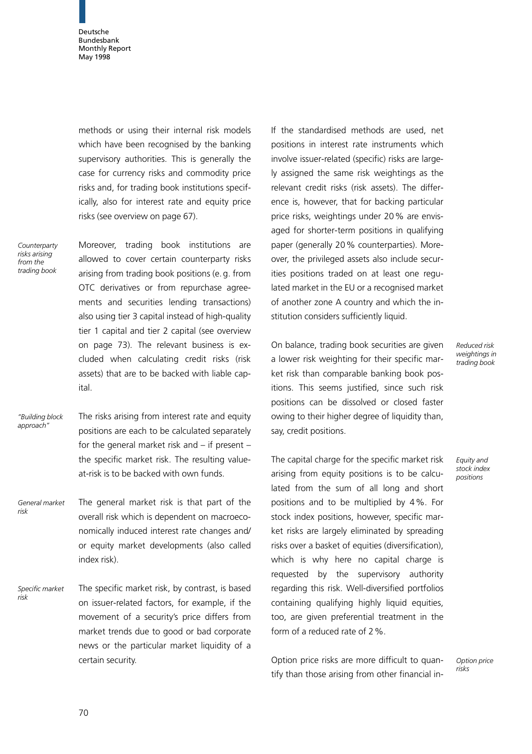methods or using their internal risk models which have been recognised by the banking supervisory authorities. This is generally the case for currency risks and commodity price risks and, for trading book institutions specifically, also for interest rate and equity price risks (see overview on page 67).

*Counterparty risks arising from the trading book*

Moreover, trading book institutions are allowed to cover certain counterparty risks arising from trading book positions (e.g. from OTC derivatives or from repurchase agreements and securities lending transactions) also using tier 3 capital instead of high-quality tier 1 capital and tier 2 capital (see overview on page 73). The relevant business is excluded when calculating credit risks (risk assets) that are to be backed with liable capital.

*"Building block approach"*

The risks arising from interest rate and equity positions are each to be calculated separately for the general market risk and – if present – the specific market risk. The resulting value-at-risk is to be backed with own funds.

*General market risk*

The general market risk is that part of the overall risk which is dependent on macroeconomically induced interest rate changes and/or equity market developments (also called index risk).

*Specific market risk*

The specific market risk, by contrast, is based on issuer-related factors, for example, if the movement of a security's price differs from market trends due to good or bad corporate news or the particular market liquidity of a certain security.

If the standardised methods are used, net positions in interest rate instruments which involve issuer-related (specific) risks are largely assigned the same risk weightings as the relevant credit risks (risk assets). The difference is, however, that for backing particular price risks, weightings under 20% are envisaged for shorter-term positions in qualifying paper (generally 20% counterparties). Moreover, the privileged assets also include securities positions traded on at least one regulated market in the EU or a recognised market of another zone A country and which the institution considers sufficiently liquid.

*Reduced risk weightings in trading book*

On balance, trading book securities are given a lower risk weighting for their specific market risk than comparable banking book positions. This seems justified, since such risk positions can be dissolved or closed faster owing to their higher degree of liquidity than, say, credit positions.

*Equity and stock index positions*

The capital charge for the specific market risk arising from equity positions is to be calculated from the sum of all long and short positions and to be multiplied by 4%. For stock index positions, however, specific market risks are largely eliminated by spreading risks over a basket of equities (diversification), which is why here no capital charge is requested by the supervisory authority regarding this risk. Well-diversified portfolios containing qualifying highly liquid equities, too, are given preferential treatment in the form of a reduced rate of 2%.

*Option price risks*

Option price risks are more difficult to quantify than those arising from other financial in-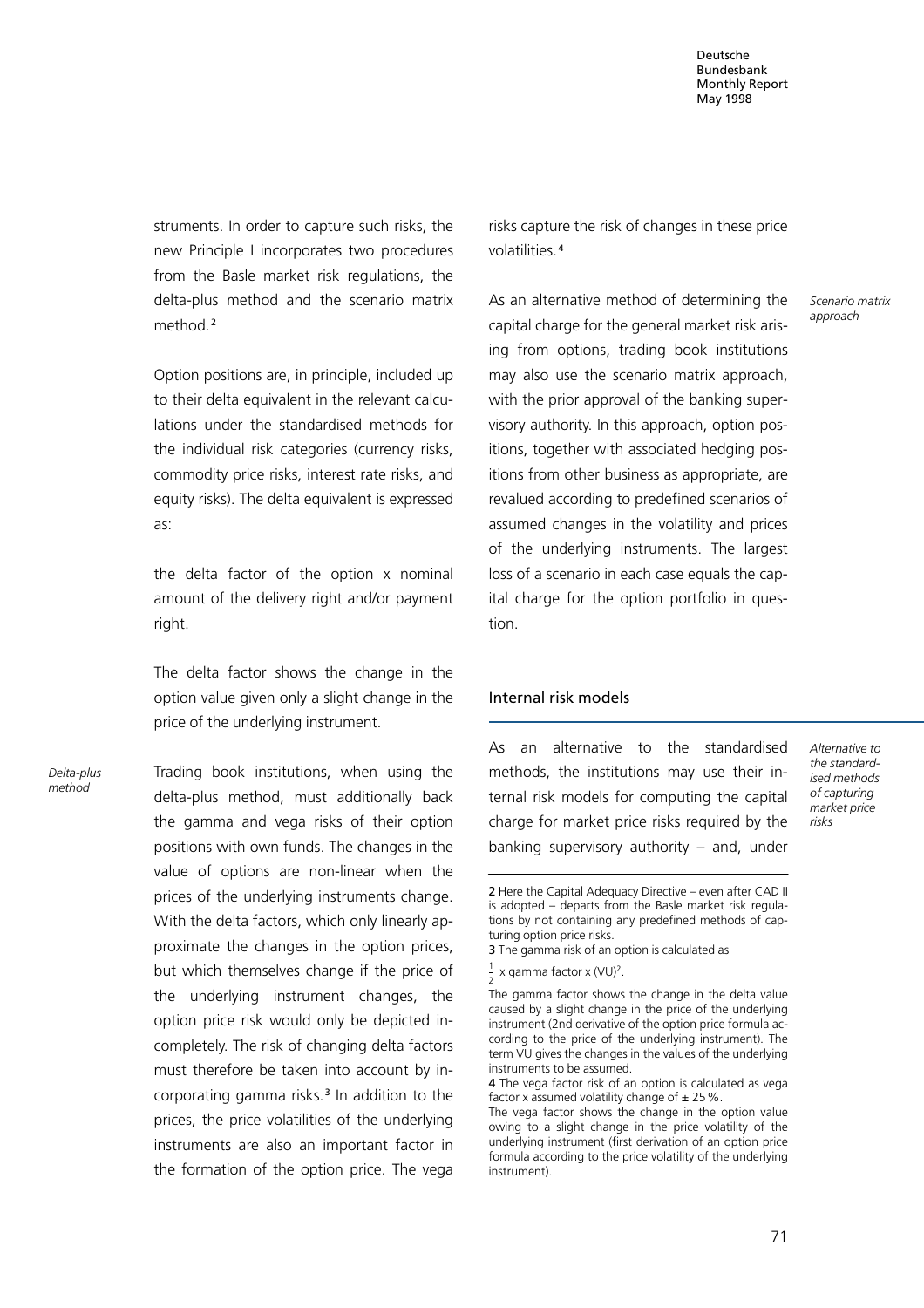struments. In order to capture such risks, the new Principle I incorporates two procedures from the Basle market risk regulations, the delta-plus method and the scenario matrix method.[2]

Option positions are, in principle, included up to their delta equivalent in the relevant calculations under the standardised methods for the individual risk categories (currency risks, commodity price risks, interest rate risks, and equity risks). The delta equivalent is expressed as:

the delta factor of the option x nominal amount of the delivery right and/or payment right.

The delta factor shows the change in the option value given only a slight change in the price of the underlying instrument.

*Delta-plus method*

Trading book institutions, when using the delta-plus method, must additionally back the gamma and vega risks of their option positions with own funds. The changes in the value of options are non-linear when the prices of the underlying instruments change. With the delta factors, which only linearly approximate the changes in the option prices, but which themselves change if the price of the underlying instrument changes, the option price risk would only be depicted incompletely. The risk of changing delta factors must therefore be taken into account by incorporating gamma risks.[3] In addition to the prices, the price volatilities of the underlying instruments are also an important factor in the formation of the option price. The vega risks capture the risk of changes in these price volatilities.[4]

*Scenario matrix approach*

As an alternative method of determining the capital charge for the general market risk arising from options, trading book institutions may also use the scenario matrix approach, with the prior approval of the banking supervisory authority. In this approach, option positions, together with associated hedging positions from other business as appropriate, are revalued according to predefined scenarios of assumed changes in the volatility and prices of the underlying instruments. The largest loss of a scenario in each case equals the capital charge for the option portfolio in question.

## Internal risk models

*Alternative to the standardised methods of capturing market price risks*

As an alternative to the standardised methods, the institutions may use their internal risk models for computing the capital charge for market price risks required by the banking supervisory authority – and, under

---

2 Here the Capital Adequacy Directive – even after CAD II is adopted – departs from the Basle market risk regulations by not containing any predefined methods of capturing option price risks.

3 The gamma risk of an option is calculated as

$\frac{1}{2}$ x gamma factor x $(VU)^2$.

The gamma factor shows the change in the delta value caused by a slight change in the price of the underlying instrument (2nd derivative of the option price formula according to the price of the underlying instrument). The term VU gives the changes in the values of the underlying instruments to be assumed.

4 The vega factor risk of an option is calculated as vega factor x assumed volatility change of ± 25 %.

The vega factor shows the change in the option value owing to a slight change in the price volatility of the underlying instrument (first derivation of an option price formula according to the price volatility of the underlying instrument).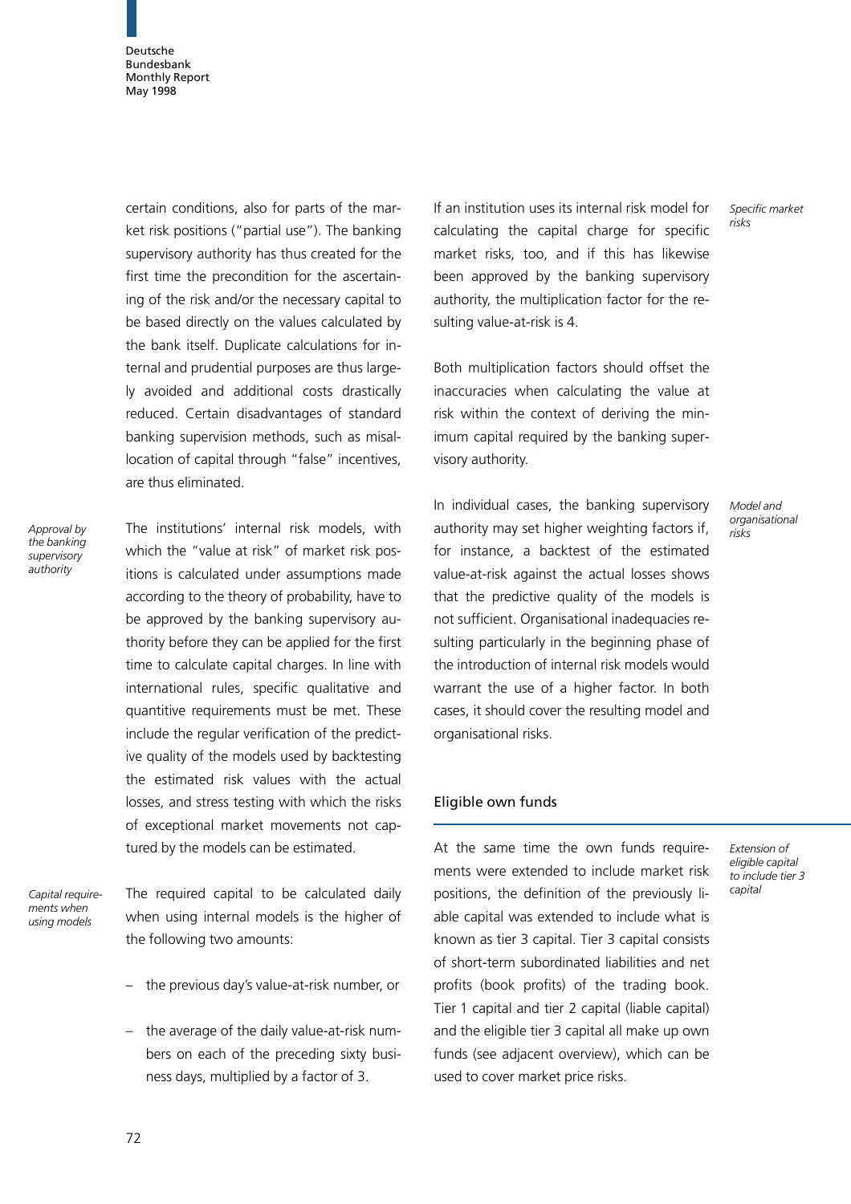certain conditions, also for parts of the market risk positions ("partial use"). The banking supervisory authority has thus created for the first time the precondition for the ascertaining of the risk and/or the necessary capital to be based directly on the values calculated by the bank itself. Duplicate calculations for internal and prudential purposes are thus largely avoided and additional costs drastically reduced. Certain disadvantages of standard banking supervision methods, such as misallocation of capital through "false" incentives, are thus eliminated.

*Approval by the banking supervisory authority*

The institutions' internal risk models, with which the "value at risk" of market risk positions is calculated under assumptions made according to the theory of probability, have to be approved by the banking supervisory authority before they can be applied for the first time to calculate capital charges. In line with international rules, specific qualitative and quantitive requirements must be met. These include the regular verification of the predictive quality of the models used by backtesting the estimated risk values with the actual losses, and stress testing with which the risks of exceptional market movements not captured by the models can be estimated.

*Capital requirements when using models*

The required capital to be calculated daily when using internal models is the higher of the following two amounts:

– the previous day's value-at-risk number, or

– the average of the daily value-at-risk numbers on each of the preceding sixty business days, multiplied by a factor of 3.

*Specific market risks*

If an institution uses its internal risk model for calculating the capital charge for specific market risks, too, and if this has likewise been approved by the banking supervisory authority, the multiplication factor for the resulting value-at-risk is 4.

Both multiplication factors should offset the inaccuracies when calculating the value at risk within the context of deriving the minimum capital required by the banking supervisory authority.

*Model and organisational risks*

In individual cases, the banking supervisory authority may set higher weighting factors if, for instance, a backtest of the estimated value-at-risk against the actual losses shows that the predictive quality of the models is not sufficient. Organisational inadequacies resulting particularly in the beginning phase of the introduction of internal risk models would warrant the use of a higher factor. In both cases, it should cover the resulting model and organisational risks.

## Eligible own funds

*Extension of eligible capital to include tier 3 capital*

At the same time the own funds requirements were extended to include market risk positions, the definition of the previously liable capital was extended to include what is known as tier 3 capital. Tier 3 capital consists of short-term subordinated liabilities and net profits (book profits) of the trading book. Tier 1 capital and tier 2 capital (liable capital) and the eligible tier 3 capital all make up own funds (see adjacent overview), which can be used to cover market price risks.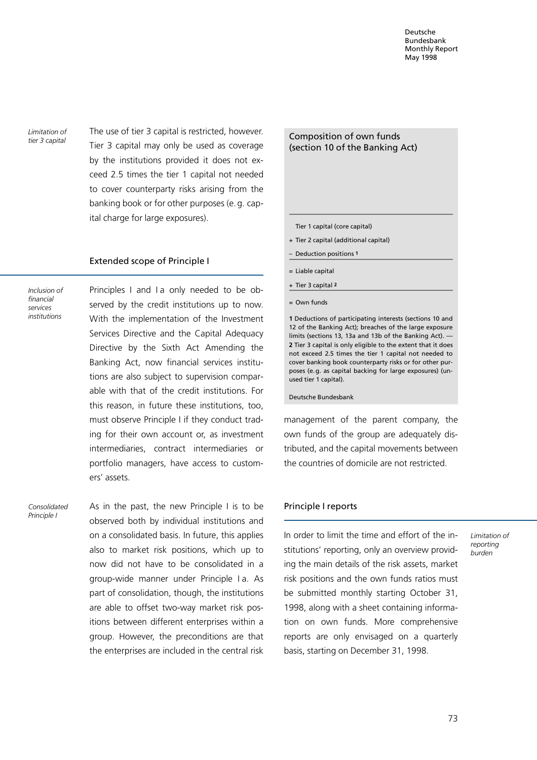*Limitation of tier 3 capital*

The use of tier 3 capital is restricted, however. Tier 3 capital may only be used as coverage by the institutions provided it does not exceed 2.5 times the tier 1 capital not needed to cover counterparty risks arising from the banking book or for other purposes (e. g. capital charge for large exposures).

## Extended scope of Principle I

*Inclusion of financial services institutions*

Principles I and I a only needed to be observed by the credit institutions up to now. With the implementation of the Investment Services Directive and the Capital Adequacy Directive by the Sixth Act Amending the Banking Act, now financial services institutions are also subject to supervision comparable with that of the credit institutions. For this reason, in future these institutions, too, must observe Principle I if they conduct trading for their own account or, as investment intermediaries, contract intermediaries or portfolio managers, have access to customers' assets.

*Consolidated Principle I*

As in the past, the new Principle I is to be observed both by individual institutions and on a consolidated basis. In future, this applies also to market risk positions, which up to now did not have to be consolidated in a group-wide manner under Principle I a. As part of consolidation, though, the institutions are able to offset two-way market risk positions between different enterprises within a group. However, the preconditions are that the enterprises are included in the central risk management of the parent company, the own funds of the group are adequately distributed, and the capital movements between the countries of domicile are not restricted.

**Composition of own funds (section 10 of the Banking Act)**

Tier 1 capital (core capital)  
\+ Tier 2 capital (additional capital)  
– Deduction positions [1]  
= Liable capital  
\+ Tier 3 capital [2]  
= Own funds

1 Deductions of participating interests (sections 10 and 12 of the Banking Act); breaches of the large exposure limits (sections 13, 13a and 13b of the Banking Act). — 2 Tier 3 capital is only eligible to the extent that it does not exceed 2.5 times the tier 1 capital not needed to cover banking book counterparty risks or for other purposes (e. g. as capital backing for large exposures) (unused tier 1 capital).

Deutsche Bundesbank

## Principle I reports

*Limitation of reporting burden*

In order to limit the time and effort of the institutions' reporting, only an overview providing the main details of the risk assets, market risk positions and the own funds ratios must be submitted monthly starting October 31, 1998, along with a sheet containing information on own funds. More comprehensive reports are only envisaged on a quarterly basis, starting on December 31, 1998.